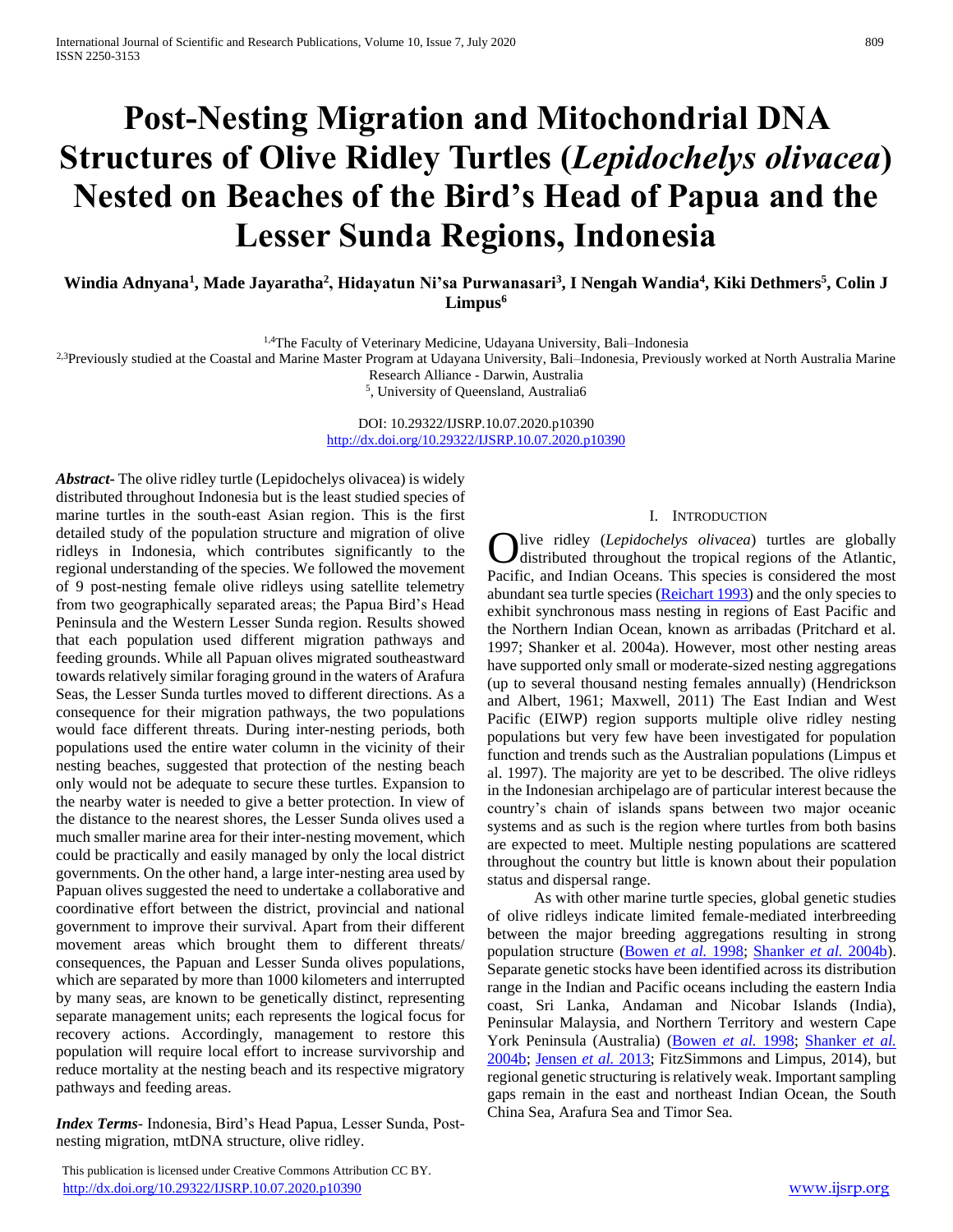# Post-Nesting Migration and Mitochondrial DNA Structures of Olive Ridley Turtles (*Lepidochelys olivacea*) Nested on Beaches of the Bird's Head of Papua and the Lesser Sunda Regions, Indonesia

**Windia Adnyana[1], Made Jayaratha[2], Hidayatun Ni'sa Purwanasari[3], I Nengah Wandia[4], Kiki Dethmers[5], Colin J Limpus[6]**

[1,4]The Faculty of Veterinary Medicine, Udayana University, Bali–Indonesia
[2,3]Previously studied at the Coastal and Marine Master Program at Udayana University, Bali–Indonesia, Previously worked at North Australia Marine Research Alliance - Darwin, Australia
[5], University of Queensland, Australia6

DOI: 10.29322/IJSRP.10.07.2020.p10390
http://dx.doi.org/10.29322/IJSRP.10.07.2020.p10390

***Abstract***- The olive ridley turtle (Lepidochelys olivacea) is widely distributed throughout Indonesia but is the least studied species of marine turtles in the south-east Asian region. This is the first detailed study of the population structure and migration of olive ridleys in Indonesia, which contributes significantly to the regional understanding of the species. We followed the movement of 9 post-nesting female olive ridleys using satellite telemetry from two geographically separated areas; the Papua Bird's Head Peninsula and the Western Lesser Sunda region. Results showed that each population used different migration pathways and feeding grounds. While all Papuan olives migrated southeastward towards relatively similar foraging ground in the waters of Arafura Seas, the Lesser Sunda turtles moved to different directions. As a consequence for their migration pathways, the two populations would face different threats. During inter-nesting periods, both populations used the entire water column in the vicinity of their nesting beaches, suggested that protection of the nesting beach only would not be adequate to secure these turtles. Expansion to the nearby water is needed to give a better protection. In view of the distance to the nearest shores, the Lesser Sunda olives used a much smaller marine area for their inter-nesting movement, which could be practically and easily managed by only the local district governments. On the other hand, a large inter-nesting area used by Papuan olives suggested the need to undertake a collaborative and coordinative effort between the district, provincial and national government to improve their survival. Apart from their different movement areas which brought them to different threats/ consequences, the Papuan and Lesser Sunda olives populations, which are separated by more than 1000 kilometers and interrupted by many seas, are known to be genetically distinct, representing separate management units; each represents the logical focus for recovery actions. Accordingly, management to restore this population will require local effort to increase survivorship and reduce mortality at the nesting beach and its respective migratory pathways and feeding areas.

***Index Terms***- Indonesia, Bird's Head Papua, Lesser Sunda, Post-nesting migration, mtDNA structure, olive ridley.

## I. Introduction

Olive ridley (*Lepidochelys olivacea*) turtles are globally distributed throughout the tropical regions of the Atlantic, Pacific, and Indian Oceans. This species is considered the most abundant sea turtle species (Reichart 1993) and the only species to exhibit synchronous mass nesting in regions of East Pacific and the Northern Indian Ocean, known as arribadas (Pritchard et al. 1997; Shanker et al. 2004a). However, most other nesting areas have supported only small or moderate-sized nesting aggregations (up to several thousand nesting females annually) (Hendrickson and Albert, 1961; Maxwell, 2011) The East Indian and West Pacific (EIWP) region supports multiple olive ridley nesting populations but very few have been investigated for population function and trends such as the Australian populations (Limpus et al. 1997). The majority are yet to be described. The olive ridleys in the Indonesian archipelago are of particular interest because the country's chain of islands spans between two major oceanic systems and as such is the region where turtles from both basins are expected to meet. Multiple nesting populations are scattered throughout the country but little is known about their population status and dispersal range.

As with other marine turtle species, global genetic studies of olive ridleys indicate limited female-mediated interbreeding between the major breeding aggregations resulting in strong population structure (Bowen *et al.* 1998; Shanker *et al.* 2004b). Separate genetic stocks have been identified across its distribution range in the Indian and Pacific oceans including the eastern India coast, Sri Lanka, Andaman and Nicobar Islands (India), Peninsular Malaysia, and Northern Territory and western Cape York Peninsula (Australia) (Bowen *et al.* 1998; Shanker *et al.* 2004b; Jensen *et al.* 2013; FitzSimmons and Limpus, 2014), but regional genetic structuring is relatively weak. Important sampling gaps remain in the east and northeast Indian Ocean, the South China Sea, Arafura Sea and Timor Sea.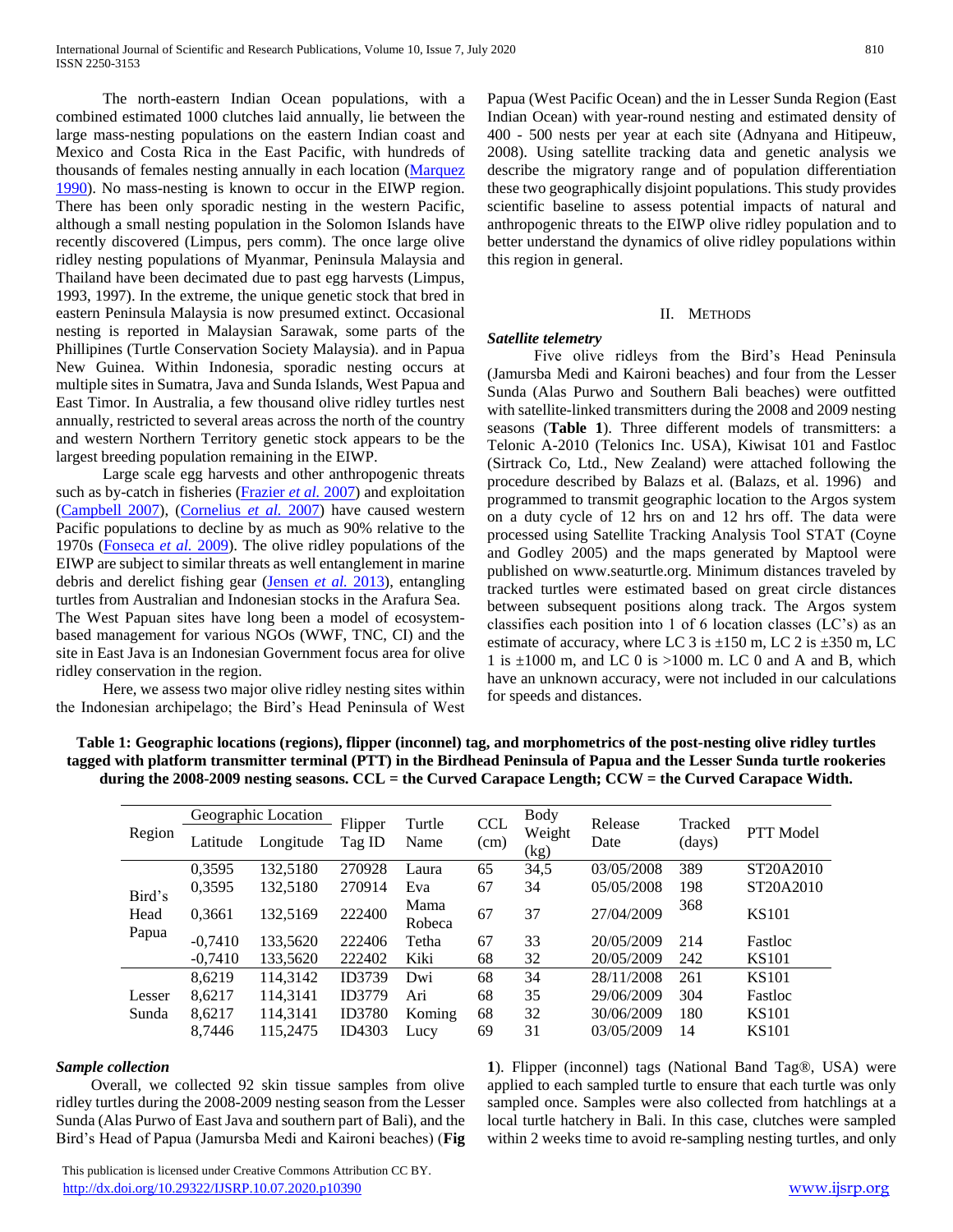The north-eastern Indian Ocean populations, with a combined estimated 1000 clutches laid annually, lie between the large mass-nesting populations on the eastern Indian coast and Mexico and Costa Rica in the East Pacific, with hundreds of thousands of females nesting annually in each location (Marquez 1990). No mass-nesting is known to occur in the EIWP region. There has been only sporadic nesting in the western Pacific, although a small nesting population in the Solomon Islands have recently discovered (Limpus, pers comm). The once large olive ridley nesting populations of Myanmar, Peninsula Malaysia and Thailand have been decimated due to past egg harvests (Limpus, 1993, 1997). In the extreme, the unique genetic stock that bred in eastern Peninsula Malaysia is now presumed extinct. Occasional nesting is reported in Malaysian Sarawak, some parts of the Phillipines (Turtle Conservation Society Malaysia). and in Papua New Guinea. Within Indonesia, sporadic nesting occurs at multiple sites in Sumatra, Java and Sunda Islands, West Papua and East Timor. In Australia, a few thousand olive ridley turtles nest annually, restricted to several areas across the north of the country and western Northern Territory genetic stock appears to be the largest breeding population remaining in the EIWP.

Large scale egg harvests and other anthropogenic threats such as by-catch in fisheries (Frazier *et al.* 2007) and exploitation (Campbell 2007), (Cornelius *et al.* 2007) have caused western Pacific populations to decline by as much as 90% relative to the 1970s (Fonseca *et al.* 2009). The olive ridley populations of the EIWP are subject to similar threats as well entanglement in marine debris and derelict fishing gear (Jensen *et al.* 2013), entangling turtles from Australian and Indonesian stocks in the Arafura Sea. The West Papuan sites have long been a model of ecosystem-based management for various NGOs (WWF, TNC, CI) and the site in East Java is an Indonesian Government focus area for olive ridley conservation in the region.

Here, we assess two major olive ridley nesting sites within the Indonesian archipelago; the Bird's Head Peninsula of West Papua (West Pacific Ocean) and the in Lesser Sunda Region (East Indian Ocean) with year-round nesting and estimated density of 400 - 500 nests per year at each site (Adnyana and Hitipeuw, 2008). Using satellite tracking data and genetic analysis we describe the migratory range and of population differentiation these two geographically disjoint populations. This study provides scientific baseline to assess potential impacts of natural and anthropogenic threats to the EIWP olive ridley population and to better understand the dynamics of olive ridley populations within this region in general.

## II. Methods

### *Satellite telemetry*

Five olive ridleys from the Bird's Head Peninsula (Jamursba Medi and Kaironi beaches) and four from the Lesser Sunda (Alas Purwo and Southern Bali beaches) were outfitted with satellite-linked transmitters during the 2008 and 2009 nesting seasons (**Table 1**). Three different models of transmitters: a Telonic A-2010 (Telonics Inc. USA), Kiwisat 101 and Fastloc (Sirtrack Co, Ltd., New Zealand) were attached following the procedure described by Balazs et al. (Balazs, et al. 1996) and programmed to transmit geographic location to the Argos system on a duty cycle of 12 hrs on and 12 hrs off. The data were processed using Satellite Tracking Analysis Tool STAT (Coyne and Godley 2005) and the maps generated by Maptool were published on www.seaturtle.org. Minimum distances traveled by tracked turtles were estimated based on great circle distances between subsequent positions along track. The Argos system classifies each position into 1 of 6 location classes (LC's) as an estimate of accuracy, where LC 3 is ±150 m, LC 2 is ±350 m, LC 1 is ±1000 m, and LC 0 is >1000 m. LC 0 and A and B, which have an unknown accuracy, were not included in our calculations for speeds and distances.

**Table 1: Geographic locations (regions), flipper (inconnel) tag, and morphometrics of the post-nesting olive ridley turtles tagged with platform transmitter terminal (PTT) in the Birdhead Peninsula of Papua and the Lesser Sunda turtle rookeries during the 2008-2009 nesting seasons. CCL = the Curved Carapace Length; CCW = the Curved Carapace Width.**

| Region | Geographic Location | | Flipper Tag ID | Turtle Name | CCL (cm) | Body Weight (kg) | Release Date | Tracked (days) | PTT Model |
|---|---|---|---|---|---|---|---|---|---|
| | Latitude | Longitude | | | | | | | |
| Bird's Head Papua | 0,3595 | 132,5180 | 270928 | Laura | 65 | 34,5 | 03/05/2008 | 389 | ST20A2010 |
| | 0,3595 | 132,5180 | 270914 | Eva | 67 | 34 | 05/05/2008 | 198 | ST20A2010 |
| | 0,3661 | 132,5169 | 222400 | Mama Robeca | 67 | 37 | 27/04/2009 | 368 | KS101 |
| | -0,7410 | 133,5620 | 222406 | Tetha | 67 | 33 | 20/05/2009 | 214 | Fastloc |
| | -0,7410 | 133,5620 | 222402 | Kiki | 68 | 32 | 20/05/2009 | 242 | KS101 |
| Lesser Sunda | 8,6219 | 114,3142 | ID3739 | Dwi | 68 | 34 | 28/11/2008 | 261 | KS101 |
| | 8,6217 | 114,3141 | ID3779 | Ari | 68 | 35 | 29/06/2009 | 304 | Fastloc |
| | 8,6217 | 114,3141 | ID3780 | Koming | 68 | 32 | 30/06/2009 | 180 | KS101 |
| | 8,7446 | 115,2475 | ID4303 | Lucy | 69 | 31 | 03/05/2009 | 14 | KS101 |

### *Sample collection*

Overall, we collected 92 skin tissue samples from olive ridley turtles during the 2008-2009 nesting season from the Lesser Sunda (Alas Purwo of East Java and southern part of Bali), and the Bird's Head of Papua (Jamursba Medi and Kaironi beaches) (**Fig 1**). Flipper (inconnel) tags (National Band Tag®, USA) were applied to each sampled turtle to ensure that each turtle was only sampled once. Samples were also collected from hatchlings at a local turtle hatchery in Bali. In this case, clutches were sampled within 2 weeks time to avoid re-sampling nesting turtles, and only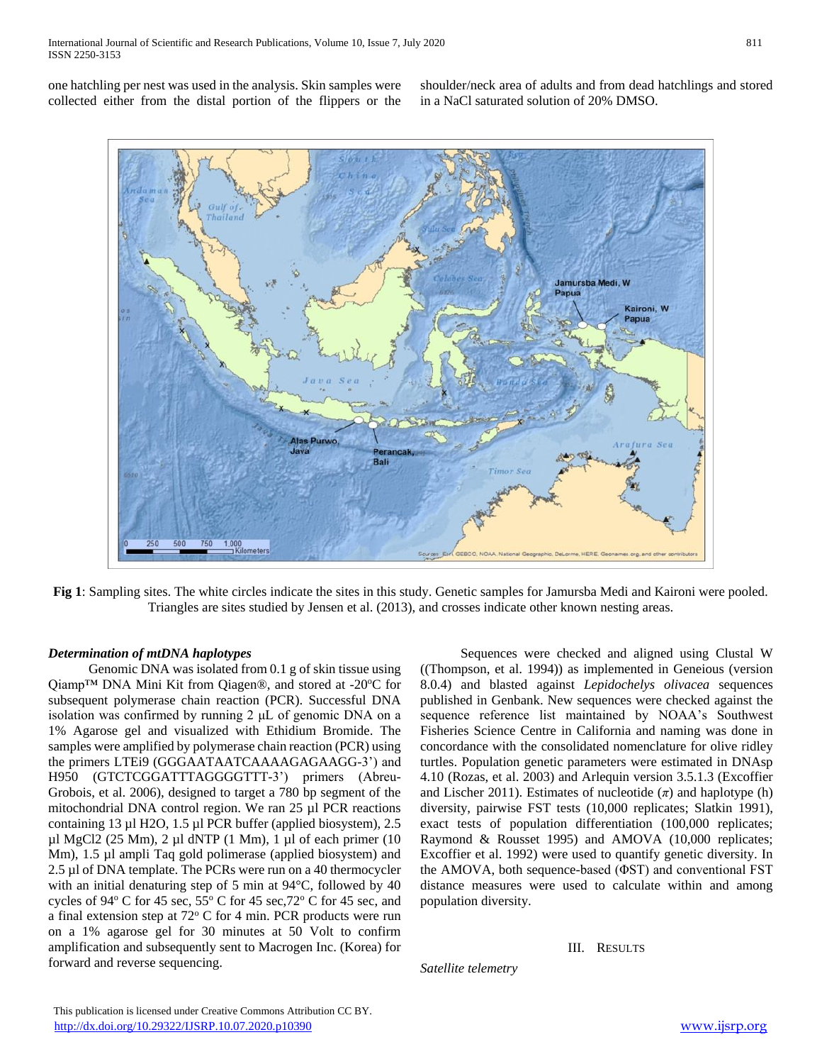one hatchling per nest was used in the analysis. Skin samples were collected either from the distal portion of the flippers or the shoulder/neck area of adults and from dead hatchlings and stored in a NaCl saturated solution of 20% DMSO.

**Fig 1**: Sampling sites. The white circles indicate the sites in this study. Genetic samples for Jamursba Medi and Kaironi were pooled. Triangles are sites studied by Jensen et al. (2013), and crosses indicate other known nesting areas.

***Determination of mtDNA haplotypes***

Genomic DNA was isolated from 0.1 g of skin tissue using Qiamp™ DNA Mini Kit from Qiagen®, and stored at -20°C for subsequent polymerase chain reaction (PCR). Successful DNA isolation was confirmed by running 2 µL of genomic DNA on a 1% Agarose gel and visualized with Ethidium Bromide. The samples were amplified by polymerase chain reaction (PCR) using the primers LTEi9 (GGGAATAATCAAAAGAGAAGG-3') and H950 (GTCTCGGATTTAGGGGTTT-3') primers (Abreu-Grobois, et al. 2006), designed to target a 780 bp segment of the mitochondrial DNA control region. We ran 25 µl PCR reactions containing 13 µl H2O, 1.5 µl PCR buffer (applied biosystem), 2.5 µl MgCl2 (25 Mm), 2 µl dNTP (1 Mm), 1 µl of each primer (10 Mm), 1.5 µl ampli Taq gold polimerase (applied biosystem) and 2.5 µl of DNA template. The PCRs were run on a 40 thermocycler with an initial denaturing step of 5 min at 94°C, followed by 40 cycles of 94° C for 45 sec, 55° C for 45 sec, 72° C for 45 sec, and a final extension step at 72° C for 4 min. PCR products were run on a 1% agarose gel for 30 minutes at 50 Volt to confirm amplification and subsequently sent to Macrogen Inc. (Korea) for forward and reverse sequencing.

Sequences were checked and aligned using Clustal W ((Thompson, et al. 1994)) as implemented in Geneious (version 8.0.4) and blasted against *Lepidochelys olivacea* sequences published in Genbank. New sequences were checked against the sequence reference list maintained by NOAA's Southwest Fisheries Science Centre in California and naming was done in concordance with the consolidated nomenclature for olive ridley turtles. Population genetic parameters were estimated in DNAsp 4.10 (Rozas, et al. 2003) and Arlequin version 3.5.1.3 (Excoffier and Lischer 2011). Estimates of nucleotide ($\pi$) and haplotype (h) diversity, pairwise FST tests (10,000 replicates; Slatkin 1991), exact tests of population differentiation (100,000 replicates; Raymond & Rousset 1995) and AMOVA (10,000 replicates; Excoffier et al. 1992) were used to quantify genetic diversity. In the AMOVA, both sequence-based ($\Phi$ST) and conventional FST distance measures were used to calculate within and among population diversity.

## III. Results

*Satellite telemetry*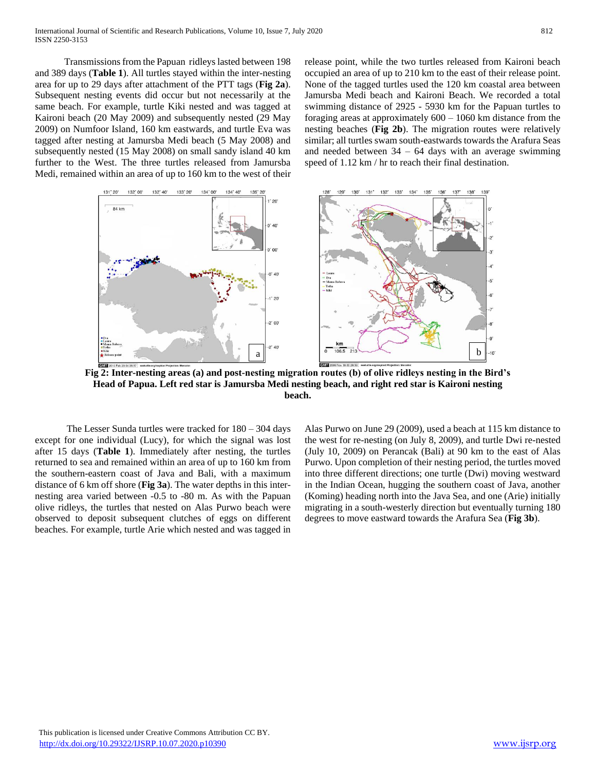Transmissions from the Papuan ridleys lasted between 198 and 389 days (**Table 1**). All turtles stayed within the inter-nesting area for up to 29 days after attachment of the PTT tags (**Fig 2a**). Subsequent nesting events did occur but not necessarily at the same beach. For example, turtle Kiki nested and was tagged at Kaironi beach (20 May 2009) and subsequently nested (29 May 2009) on Numfoor Island, 160 km eastwards, and turtle Eva was tagged after nesting at Jamursba Medi beach (5 May 2008) and subsequently nested (15 May 2008) on small sandy island 40 km further to the West. The three turtles released from Jamursba Medi, remained within an area of up to 160 km to the west of their release point, while the two turtles released from Kaironi beach occupied an area of up to 210 km to the east of their release point. None of the tagged turtles used the 120 km coastal area between Jamursba Medi beach and Kaironi Beach. We recorded a total swimming distance of 2925 - 5930 km for the Papuan turtles to foraging areas at approximately 600 – 1060 km distance from the nesting beaches (**Fig 2b**). The migration routes were relatively similar; all turtles swam south-eastwards towards the Arafura Seas and needed between 34 – 64 days with an average swimming speed of 1.12 km / hr to reach their final destination.

**Fig 2: Inter-nesting areas (a) and post-nesting migration routes (b) of olive ridleys nesting in the Bird's Head of Papua. Left red star is Jamursba Medi nesting beach, and right red star is Kaironi nesting beach.**

The Lesser Sunda turtles were tracked for 180 – 304 days except for one individual (Lucy), for which the signal was lost after 15 days (**Table 1**). Immediately after nesting, the turtles returned to sea and remained within an area of up to 160 km from the southern-eastern coast of Java and Bali, with a maximum distance of 6 km off shore (**Fig 3a**). The water depths in this inter-nesting area varied between -0.5 to -80 m. As with the Papuan olive ridleys, the turtles that nested on Alas Purwo beach were observed to deposit subsequent clutches of eggs on different beaches. For example, turtle Arie which nested and was tagged in Alas Purwo on June 29 (2009), used a beach at 115 km distance to the west for re-nesting (on July 8, 2009), and turtle Dwi re-nested (July 10, 2009) on Perancak (Bali) at 90 km to the east of Alas Purwo. Upon completion of their nesting period, the turtles moved into three different directions; one turtle (Dwi) moving westward in the Indian Ocean, hugging the southern coast of Java, another (Koming) heading north into the Java Sea, and one (Arie) initially migrating in a south-westerly direction but eventually turning 180 degrees to move eastward towards the Arafura Sea (**Fig 3b**).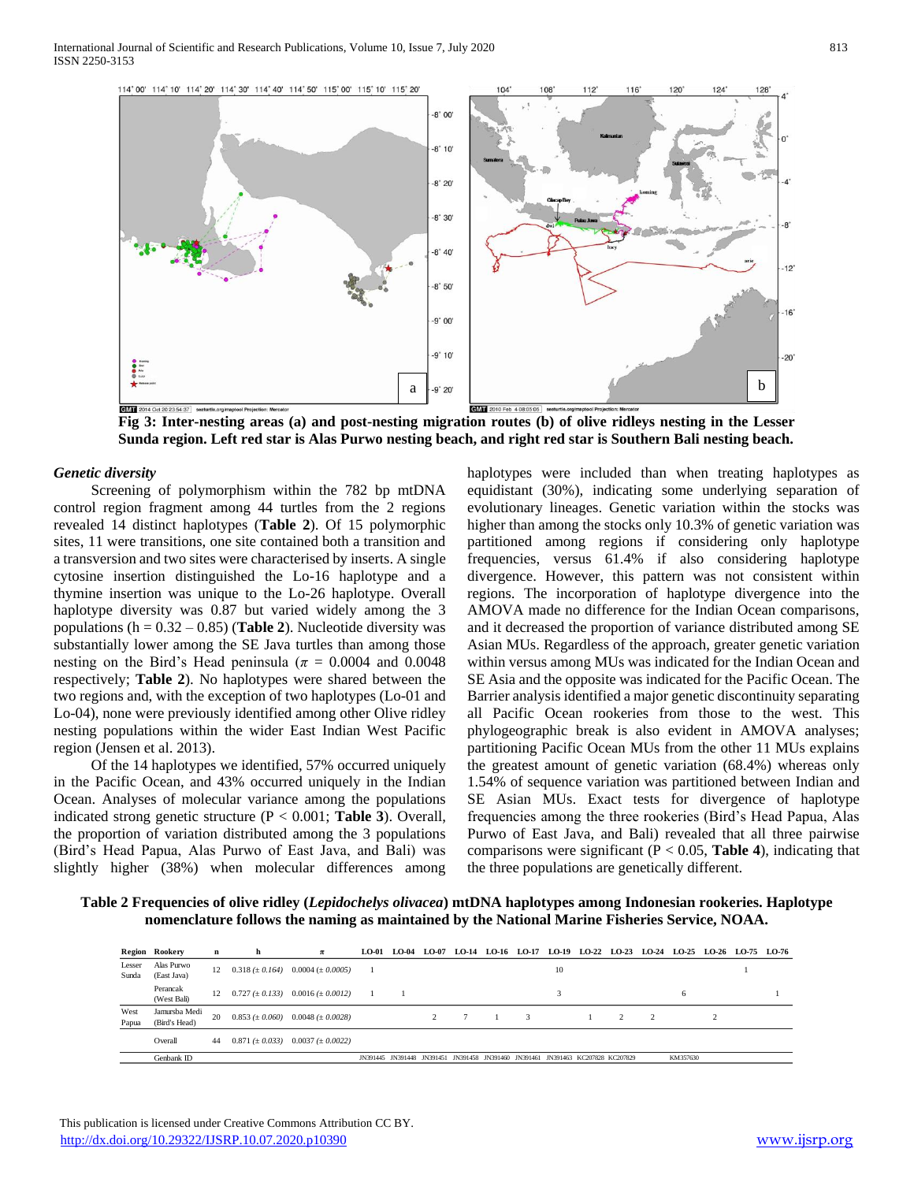**Fig 3: Inter-nesting areas (a) and post-nesting migration routes (b) of olive ridleys nesting in the Lesser Sunda region. Left red star is Alas Purwo nesting beach, and right red star is Southern Bali nesting beach.**

### *Genetic diversity*

Screening of polymorphism within the 782 bp mtDNA control region fragment among 44 turtles from the 2 regions revealed 14 distinct haplotypes (**Table 2**). Of 15 polymorphic sites, 11 were transitions, one site contained both a transition and a transversion and two sites were characterised by inserts. A single cytosine insertion distinguished the Lo-16 haplotype and a thymine insertion was unique to the Lo-26 haplotype. Overall haplotype diversity was 0.87 but varied widely among the 3 populations (h = 0.32 – 0.85) (**Table 2**). Nucleotide diversity was substantially lower among the SE Java turtles than among those nesting on the Bird's Head peninsula ($\pi$ = 0.0004 and 0.0048 respectively; **Table 2**). No haplotypes were shared between the two regions and, with the exception of two haplotypes (Lo-01 and Lo-04), none were previously identified among other Olive ridley nesting populations within the wider East Indian West Pacific region (Jensen et al. 2013).

Of the 14 haplotypes we identified, 57% occurred uniquely in the Pacific Ocean, and 43% occurred uniquely in the Indian Ocean. Analyses of molecular variance among the populations indicated strong genetic structure ($P < 0.001$; **Table 3**). Overall, the proportion of variation distributed among the 3 populations (Bird's Head Papua, Alas Purwo of East Java, and Bali) was slightly higher (38%) when molecular differences among haplotypes were included than when treating haplotypes as equidistant (30%), indicating some underlying separation of evolutionary lineages. Genetic variation within the stocks was higher than among the stocks only 10.3% of genetic variation was partitioned among regions if considering only haplotype frequencies, versus 61.4% if also considering haplotype divergence. However, this pattern was not consistent within regions. The incorporation of haplotype divergence into the AMOVA made no difference for the Indian Ocean comparisons, and it decreased the proportion of variance distributed among SE Asian MUs. Regardless of the approach, greater genetic variation within versus among MUs was indicated for the Indian Ocean and SE Asia and the opposite was indicated for the Pacific Ocean. The Barrier analysis identified a major genetic discontinuity separating all Pacific Ocean rookeries from those to the west. This phylogeographic break is also evident in AMOVA analyses; partitioning Pacific Ocean MUs from the other 11 MUs explains the greatest amount of genetic variation (68.4%) whereas only 1.54% of sequence variation was partitioned between Indian and SE Asian MUs. Exact tests for divergence of haplotype frequencies among the three rookeries (Bird's Head Papua, Alas Purwo of East Java, and Bali) revealed that all three pairwise comparisons were significant ($P < 0.05$, **Table 4**), indicating that the three populations are genetically different.

**Table 2 Frequencies of olive ridley (*Lepidochelys olivacea*) mtDNA haplotypes among Indonesian rookeries. Haplotype nomenclature follows the naming as maintained by the National Marine Fisheries Service, NOAA.**

| Region | Rookery | n | h | π | LO-01 | LO-04 | LO-07 | LO-14 | LO-16 | LO-17 | LO-19 | LO-22 | LO-23 | LO-24 | LO-25 | LO-26 | LO-75 | LO-76 |
|---|---|---|---|---|---|---|---|---|---|---|---|---|---|---|---|---|---|---|
| Lesser Sunda | Alas Purwo (East Java) | 12 | 0.318 (± *0.164*) | 0.0004 (± *0.0005*) | 1 | | | | | | 10 | | | | | | 1 | |
| | Perancak (West Bali) | 12 | 0.727 (± *0.133*) | 0.0016 (± *0.0012*) | 1 | 1 | | | | | 3 | | | | 6 | | | 1 |
| West Papua | Jamursba Medi (Bird's Head) | 20 | 0.853 (± *0.060*) | 0.0048 (± *0.0028*) | | | 2 | 7 | 1 | 3 | | 1 | 2 | 2 | | 2 | | |
| | Overall | 44 | 0.871 (± *0.033*) | 0.0037 (± *0.0022*) | | | | | | | | | | | | | | |
| | Genbank ID | | | | JN391445 | JN391448 | JN391451 | JN391458 | JN391460 | JN391461 | JN391463 | KC207828 | KC207829 | | KM357630 | | | |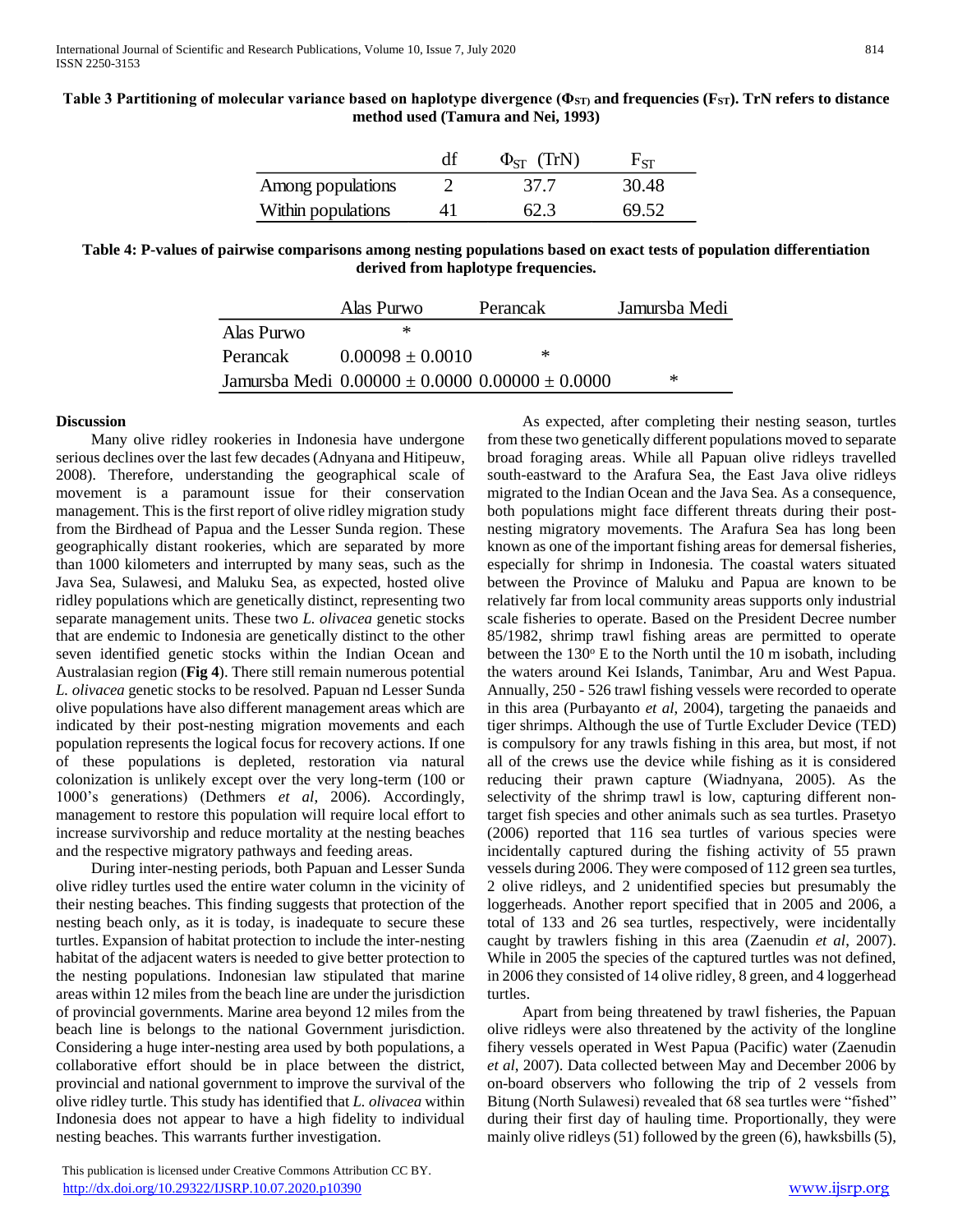**Table 3 Partitioning of molecular variance based on haplotype divergence ($\Phi_{ST}$) and frequencies ($F_{ST}$). TrN refers to distance method used (Tamura and Nei, 1993)**

| | df | $\Phi_{ST}$ (TrN) | $F_{ST}$ |
|---|---|---|---|
| Among populations | 2 | 37.7 | 30.48 |
| Within populations | 41 | 62.3 | 69.52 |

**Table 4: P-values of pairwise comparisons among nesting populations based on exact tests of population differentiation derived from haplotype frequencies.**

| | Alas Purwo | Perancak | Jamursba Medi |
|---|---|---|---|
| Alas Purwo | * | | |
| Perancak | 0.00098 ± 0.0010 | * | |
| Jamursba Medi | 0.00000 ± 0.0000 | 0.00000 ± 0.0000 | * |

**Discussion**

Many olive ridley rookeries in Indonesia have undergone serious declines over the last few decades (Adnyana and Hitipeuw, 2008). Therefore, understanding the geographical scale of movement is a paramount issue for their conservation management. This is the first report of olive ridley migration study from the Birdhead of Papua and the Lesser Sunda region. These geographically distant rookeries, which are separated by more than 1000 kilometers and interrupted by many seas, such as the Java Sea, Sulawesi, and Maluku Sea, as expected, hosted olive ridley populations which are genetically distinct, representing two separate management units. These two *L. olivacea* genetic stocks that are endemic to Indonesia are genetically distinct to the other seven identified genetic stocks within the Indian Ocean and Australasian region (**Fig 4**). There still remain numerous potential *L. olivacea* genetic stocks to be resolved. Papuan nd Lesser Sunda olive populations have also different management areas which are indicated by their post-nesting migration movements and each population represents the logical focus for recovery actions. If one of these populations is depleted, restoration via natural colonization is unlikely except over the very long-term (100 or 1000's generations) (Dethmers *et al,* 2006). Accordingly, management to restore this population will require local effort to increase survivorship and reduce mortality at the nesting beaches and the respective migratory pathways and feeding areas.

During inter-nesting periods, both Papuan and Lesser Sunda olive ridley turtles used the entire water column in the vicinity of their nesting beaches. This finding suggests that protection of the nesting beach only, as it is today, is inadequate to secure these turtles. Expansion of habitat protection to include the inter-nesting habitat of the adjacent waters is needed to give better protection to the nesting populations. Indonesian law stipulated that marine areas within 12 miles from the beach line are under the jurisdiction of provincial governments. Marine area beyond 12 miles from the beach line is belongs to the national Government jurisdiction. Considering a huge inter-nesting area used by both populations, a collaborative effort should be in place between the district, provincial and national government to improve the survival of the olive ridley turtle. This study has identified that *L. olivacea* within Indonesia does not appear to have a high fidelity to individual nesting beaches. This warrants further investigation.

As expected, after completing their nesting season, turtles from these two genetically different populations moved to separate broad foraging areas. While all Papuan olive ridleys travelled south-eastward to the Arafura Sea, the East Java olive ridleys migrated to the Indian Ocean and the Java Sea. As a consequence, both populations might face different threats during their post-nesting migratory movements. The Arafura Sea has long been known as one of the important fishing areas for demersal fisheries, especially for shrimp in Indonesia. The coastal waters situated between the Province of Maluku and Papua are known to be relatively far from local community areas supports only industrial scale fisheries to operate. Based on the President Decree number 85/1982, shrimp trawl fishing areas are permitted to operate between the 130° E to the North until the 10 m isobath, including the waters around Kei Islands, Tanimbar, Aru and West Papua. Annually, 250 - 526 trawl fishing vessels were recorded to operate in this area (Purbayanto *et al*, 2004), targeting the panaeids and tiger shrimps. Although the use of Turtle Excluder Device (TED) is compulsory for any trawls fishing in this area, but most, if not all of the crews use the device while fishing as it is considered reducing their prawn capture (Wiadnyana, 2005). As the selectivity of the shrimp trawl is low, capturing different non-target fish species and other animals such as sea turtles. Prasetyo (2006) reported that 116 sea turtles of various species were incidentally captured during the fishing activity of 55 prawn vessels during 2006. They were composed of 112 green sea turtles, 2 olive ridleys, and 2 unidentified species but presumably the loggerheads. Another report specified that in 2005 and 2006, a total of 133 and 26 sea turtles, respectively, were incidentally caught by trawlers fishing in this area (Zaenudin *et al*, 2007). While in 2005 the species of the captured turtles was not defined, in 2006 they consisted of 14 olive ridley, 8 green, and 4 loggerhead turtles.

Apart from being threatened by trawl fisheries, the Papuan olive ridleys were also threatened by the activity of the longline fihery vessels operated in West Papua (Pacific) water (Zaenudin *et al*, 2007). Data collected between May and December 2006 by on-board observers who following the trip of 2 vessels from Bitung (North Sulawesi) revealed that 68 sea turtles were "fished" during their first day of hauling time. Proportionally, they were mainly olive ridleys (51) followed by the green (6), hawksbills (5),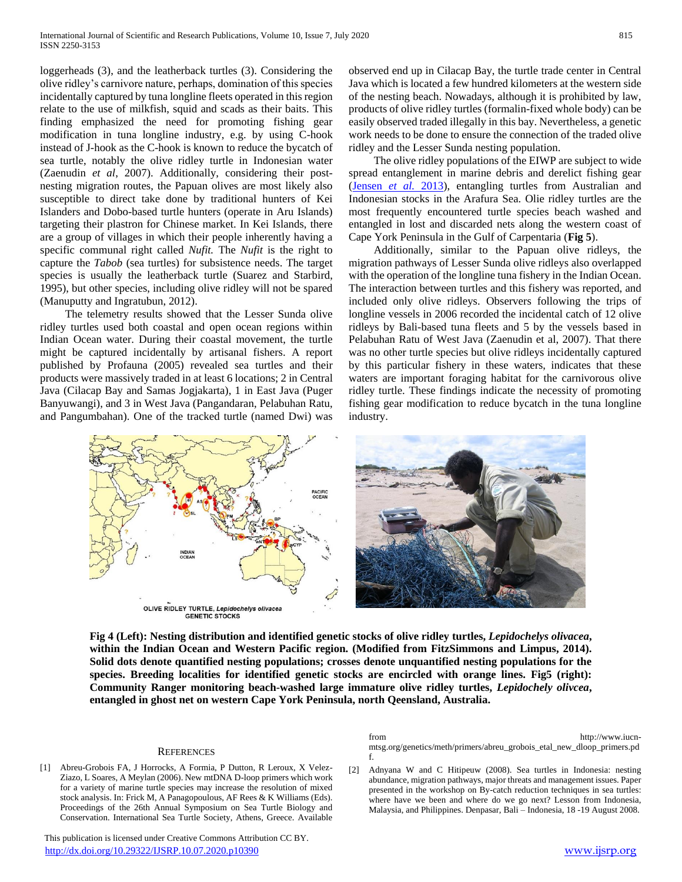loggerheads (3), and the leatherback turtles (3). Considering the olive ridley's carnivore nature, perhaps, domination of this species incidentally captured by tuna longline fleets operated in this region relate to the use of milkfish, squid and scads as their baits. This finding emphasized the need for promoting fishing gear modification in tuna longline industry, e.g. by using C-hook instead of J-hook as the C-hook is known to reduce the bycatch of sea turtle, notably the olive ridley turtle in Indonesian water (Zaenudin *et al*, 2007). Additionally, considering their post-nesting migration routes, the Papuan olives are most likely also susceptible to direct take done by traditional hunters of Kei Islanders and Dobo-based turtle hunters (operate in Aru Islands) targeting their plastron for Chinese market. In Kei Islands, there are a group of villages in which their people inherently having a specific communal right called *Nufit.* The *Nufit* is the right to capture the *Tabob* (sea turtles) for subsistence needs. The target species is usually the leatherback turtle (Suarez and Starbird, 1995), but other species, including olive ridley will not be spared (Manuputty and Ingratubun, 2012).

The telemetry results showed that the Lesser Sunda olive ridley turtles used both coastal and open ocean regions within Indian Ocean water. During their coastal movement, the turtle might be captured incidentally by artisanal fishers. A report published by Profauna (2005) revealed sea turtles and their products were massively traded in at least 6 locations; 2 in Central Java (Cilacap Bay and Samas Jogjakarta), 1 in East Java (Puger Banyuwangi), and 3 in West Java (Pangandaran, Pelabuhan Ratu, and Pangumbahan). One of the tracked turtle (named Dwi) was observed end up in Cilacap Bay, the turtle trade center in Central Java which is located a few hundred kilometers at the western side of the nesting beach. Nowadays, although it is prohibited by law, products of olive ridley turtles (formalin-fixed whole body) can be easily observed traded illegally in this bay. Nevertheless, a genetic work needs to be done to ensure the connection of the traded olive ridley and the Lesser Sunda nesting population.

The olive ridley populations of the EIWP are subject to wide spread entanglement in marine debris and derelict fishing gear (Jensen *et al.* 2013), entangling turtles from Australian and Indonesian stocks in the Arafura Sea. Olie ridley turtles are the most frequently encountered turtle species beach washed and entangled in lost and discarded nets along the western coast of Cape York Peninsula in the Gulf of Carpentaria (**Fig 5**).

Additionally, similar to the Papuan olive ridleys, the migration pathways of Lesser Sunda olive ridleys also overlapped with the operation of the longline tuna fishery in the Indian Ocean. The interaction between turtles and this fishery was reported, and included only olive ridleys. Observers following the trips of longline vessels in 2006 recorded the incidental catch of 12 olive ridleys by Bali-based tuna fleets and 5 by the vessels based in Pelabuhan Ratu of West Java (Zaenudin et al, 2007). That there was no other turtle species but olive ridleys incidentally captured by this particular fishery in these waters, indicates that these waters are important foraging habitat for the carnivorous olive ridley turtle. These findings indicate the necessity of promoting fishing gear modification to reduce bycatch in the tuna longline industry.

**Fig 4 (Left): Nesting distribution and identified genetic stocks of olive ridley turtles, *Lepidochelys olivacea*, within the Indian Ocean and Western Pacific region. (Modified from FitzSimmons and Limpus, 2014). Solid dots denote quantified nesting populations; crosses denote unquantified nesting populations for the species. Breeding localities for identified genetic stocks are encircled with orange lines. Fig5 (right): Community Ranger monitoring beach-washed large immature olive ridley turtles, *Lepidochely olivcea*, entangled in ghost net on western Cape York Peninsula, north Queensland, Australia.**

## REFERENCES

[1] Abreu-Grobois FA, J Horrocks, A Formia, P Dutton, R Leroux, X Velez-Ziazo, L Soares, A Meylan (2006). New mtDNA D-loop primers which work for a variety of marine turtle species may increase the resolution of mixed stock analysis. In: Frick M, A Panagopoulous, AF Rees & K Williams (Eds). Proceedings of the 26th Annual Symposium on Sea Turtle Biology and Conservation. International Sea Turtle Society, Athens, Greece. Available from http://www.iucn-mtsg.org/genetics/meth/primers/abreu_grobois_etal_new_dloop_primers.pdf.

[2] Adnyana W and C Hitipeuw (2008). Sea turtles in Indonesia: nesting abundance, migration pathways, major threats and management issues. Paper presented in the workshop on By-catch reduction techniques in sea turtles: where have we been and where do we go next? Lesson from Indonesia, Malaysia, and Philippines. Denpasar, Bali – Indonesia, 18 -19 August 2008.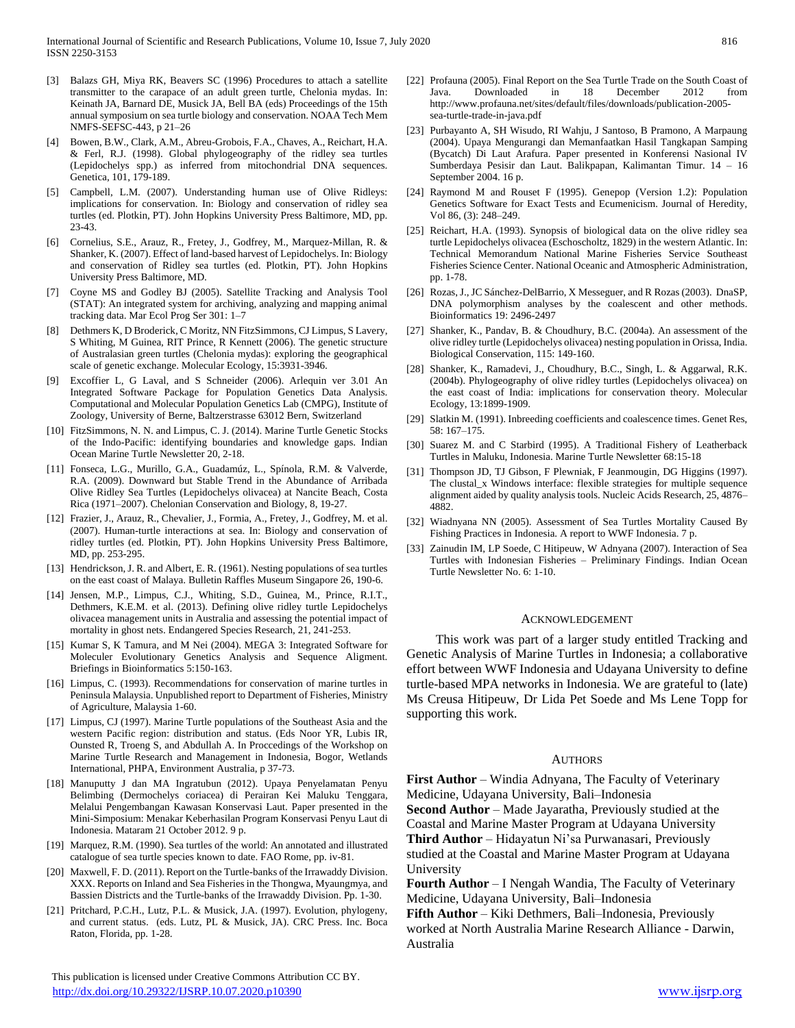[3] Balazs GH, Miya RK, Beavers SC (1996) Procedures to attach a satellite transmitter to the carapace of an adult green turtle, Chelonia mydas. In: Keinath JA, Barnard DE, Musick JA, Bell BA (eds) Proceedings of the 15th annual symposium on sea turtle biology and conservation. NOAA Tech Mem NMFS-SEFSC-443, p 21–26

[4] Bowen, B.W., Clark, A.M., Abreu-Grobois, F.A., Chaves, A., Reichart, H.A. & Ferl, R.J. (1998). Global phylogeography of the ridley sea turtles (Lepidochelys spp.) as inferred from mitochondrial DNA sequences. Genetica, 101, 179-189.

[5] Campbell, L.M. (2007). Understanding human use of Olive Ridleys: implications for conservation. In: Biology and conservation of ridley sea turtles (ed. Plotkin, PT). John Hopkins University Press Baltimore, MD, pp. 23-43.

[6] Cornelius, S.E., Arauz, R., Fretey, J., Godfrey, M., Marquez-Millan, R. & Shanker, K. (2007). Effect of land-based harvest of Lepidochelys. In: Biology and conservation of Ridley sea turtles (ed. Plotkin, PT). John Hopkins University Press Baltimore, MD.

[7] Coyne MS and Godley BJ (2005). Satellite Tracking and Analysis Tool (STAT): An integrated system for archiving, analyzing and mapping animal tracking data. Mar Ecol Prog Ser 301: 1–7

[8] Dethmers K, D Broderick, C Moritz, NN FitzSimmons, CJ Limpus, S Lavery, S Whiting, M Guinea, RIT Prince, R Kennett (2006). The genetic structure of Australasian green turtles (Chelonia mydas): exploring the geographical scale of genetic exchange. Molecular Ecology, 15:3931-3946.

[9] Excoffier L, G Laval, and S Schneider (2006). Arlequin ver 3.01 An Integrated Software Package for Population Genetics Data Analysis. Computational and Molecular Population Genetics Lab (CMPG), Institute of Zoology, University of Berne, Baltzerstrasse 63012 Bern, Switzerland

[10] FitzSimmons, N. N. and Limpus, C. J. (2014). Marine Turtle Genetic Stocks of the Indo-Pacific: identifying boundaries and knowledge gaps. Indian Ocean Marine Turtle Newsletter 20, 2-18.

[11] Fonseca, L.G., Murillo, G.A., Guadamúz, L., Spínola, R.M. & Valverde, R.A. (2009). Downward but Stable Trend in the Abundance of Arribada Olive Ridley Sea Turtles (Lepidochelys olivacea) at Nancite Beach, Costa Rica (1971–2007). Chelonian Conservation and Biology, 8, 19-27.

[12] Frazier, J., Arauz, R., Chevalier, J., Formia, A., Fretey, J., Godfrey, M. et al. (2007). Human-turtle interactions at sea. In: Biology and conservation of ridley turtles (ed. Plotkin, PT). John Hopkins University Press Baltimore, MD, pp. 253-295.

[13] Hendrickson, J. R. and Albert, E. R. (1961). Nesting populations of sea turtles on the east coast of Malaya. Bulletin Raffles Museum Singapore 26, 190-6.

[14] Jensen, M.P., Limpus, C.J., Whiting, S.D., Guinea, M., Prince, R.I.T., Dethmers, K.E.M. et al. (2013). Defining olive ridley turtle Lepidochelys olivacea management units in Australia and assessing the potential impact of mortality in ghost nets. Endangered Species Research, 21, 241-253.

[15] Kumar S, K Tamura, and M Nei (2004). MEGA 3: Integrated Software for Moleculer Evolutionary Genetics Analysis and Sequence Aligment. Briefings in Bioinformatics 5:150-163.

[16] Limpus, C. (1993). Recommendations for conservation of marine turtles in Peninsula Malaysia. Unpublished report to Department of Fisheries, Ministry of Agriculture, Malaysia 1-60.

[17] Limpus, CJ (1997). Marine Turtle populations of the Southeast Asia and the western Pacific region: distribution and status. (Eds Noor YR, Lubis IR, Ounsted R, Troeng S, and Abdullah A. In Proccedings of the Workshop on Marine Turtle Research and Management in Indonesia, Bogor, Wetlands International, PHPA, Environment Australia, p 37-73.

[18] Manuputty J dan MA Ingratubun (2012). Upaya Penyelamatan Penyu Belimbing (Dermochelys coriacea) di Perairan Kei Maluku Tenggara, Melalui Pengembangan Kawasan Konservasi Laut. Paper presented in the Mini-Simposium: Menakar Keberhasilan Program Konservasi Penyu Laut di Indonesia. Mataram 21 October 2012. 9 p.

[19] Marquez, R.M. (1990). Sea turtles of the world: An annotated and illustrated catalogue of sea turtle species known to date. FAO Rome, pp. iv-81.

[20] Maxwell, F. D. (2011). Report on the Turtle-banks of the Irrawaddy Division. XXX. Reports on Inland and Sea Fisheries in the Thongwa, Myaungmya, and Bassien Districts and the Turtle-banks of the Irrawaddy Division. Pp. 1-30.

[21] Pritchard, P.C.H., Lutz, P.L. & Musick, J.A. (1997). Evolution, phylogeny, and current status. (eds. Lutz, PL & Musick, JA). CRC Press. Inc. Boca Raton, Florida, pp. 1-28.

[22] Profauna (2005). Final Report on the Sea Turtle Trade on the South Coast of Java. Downloaded in 18 December 2012 from http://www.profauna.net/sites/default/files/downloads/publication-2005-sea-turtle-trade-in-java.pdf

[23] Purbayanto A, SH Wisudo, RI Wahju, J Santoso, B Pramono, A Marpaung (2004). Upaya Mengurangi dan Memanfaatkan Hasil Tangkapan Samping (Bycatch) Di Laut Arafura. Paper presented in Konferensi Nasional IV Sumberdaya Pesisir dan Laut. Balikpapan, Kalimantan Timur. 14 – 16 September 2004. 16 p.

[24] Raymond M and Rouset F (1995). Genepop (Version 1.2): Population Genetics Software for Exact Tests and Ecumenicism. Journal of Heredity, Vol 86, (3): 248–249.

[25] Reichart, H.A. (1993). Synopsis of biological data on the olive ridley sea turtle Lepidochelys olivacea (Eschoscholtz, 1829) in the western Atlantic. In: Technical Memorandum National Marine Fisheries Service Southeast Fisheries Science Center. National Oceanic and Atmospheric Administration, pp. 1-78.

[26] Rozas, J., JC Sánchez-DelBarrio, X Messeguer, and R Rozas (2003). DnaSP, DNA polymorphism analyses by the coalescent and other methods. Bioinformatics 19: 2496-2497

[27] Shanker, K., Pandav, B. & Choudhury, B.C. (2004a). An assessment of the olive ridley turtle (Lepidochelys olivacea) nesting population in Orissa, India. Biological Conservation, 115: 149-160.

[28] Shanker, K., Ramadevi, J., Choudhury, B.C., Singh, L. & Aggarwal, R.K. (2004b). Phylogeography of olive ridley turtles (Lepidochelys olivacea) on the east coast of India: implications for conservation theory. Molecular Ecology, 13:1899-1909.

[29] Slatkin M. (1991). Inbreeding coefficients and coalescence times. Genet Res, 58: 167–175.

[30] Suarez M. and C Starbird (1995). A Traditional Fishery of Leatherback Turtles in Maluku, Indonesia. Marine Turtle Newsletter 68:15-18

[31] Thompson JD, TJ Gibson, F Plewniak, F Jeanmougin, DG Higgins (1997). The clustal_x Windows interface: flexible strategies for multiple sequence alignment aided by quality analysis tools. Nucleic Acids Research, 25, 4876–4882.

[32] Wiadnyana NN (2005). Assessment of Sea Turtles Mortality Caused By Fishing Practices in Indonesia. A report to WWF Indonesia. 7 p.

[33] Zainudin IM, LP Soede, C Hitipeuw, W Adnyana (2007). Interaction of Sea Turtles with Indonesian Fisheries – Preliminary Findings. Indian Ocean Turtle Newsletter No. 6: 1-10.

## Acknowledgement

This work was part of a larger study entitled Tracking and Genetic Analysis of Marine Turtles in Indonesia; a collaborative effort between WWF Indonesia and Udayana University to define turtle-based MPA networks in Indonesia. We are grateful to (late) Ms Creusa Hitipeuw, Dr Lida Pet Soede and Ms Lene Topp for supporting this work.

## Authors

**First Author** – Windia Adnyana, The Faculty of Veterinary Medicine, Udayana University, Bali–Indonesia

**Second Author** – Made Jayaratha, Previously studied at the Coastal and Marine Master Program at Udayana University

**Third Author** – Hidayatun Ni'sa Purwanasari, Previously studied at the Coastal and Marine Master Program at Udayana University

**Fourth Author** – I Nengah Wandia, The Faculty of Veterinary Medicine, Udayana University, Bali–Indonesia

**Fifth Author** – Kiki Dethmers, Bali–Indonesia, Previously worked at North Australia Marine Research Alliance - Darwin, Australia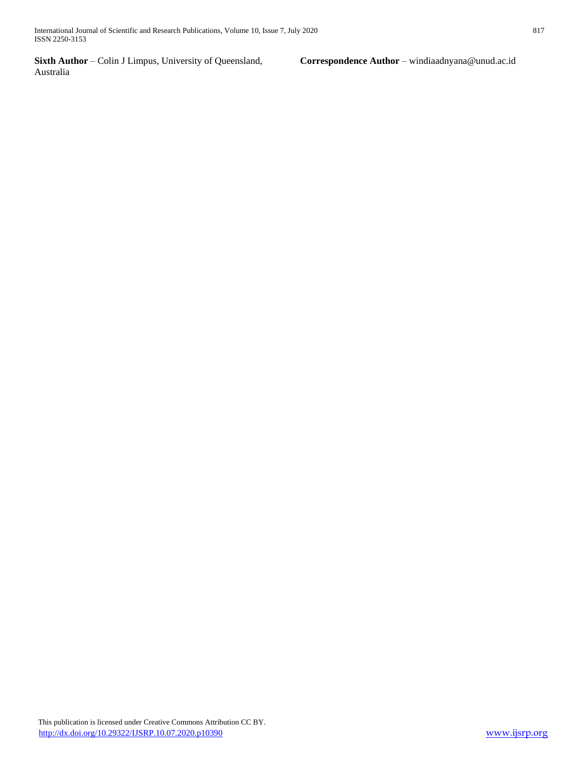**Sixth Author** – Colin J Limpus, University of Queensland, Australia

**Correspondence Author** – windiaadnyana@unud.ac.id

This publication is licensed under Creative Commons Attribution CC BY.
http://dx.doi.org/10.29322/IJSRP.10.07.2020.p10390